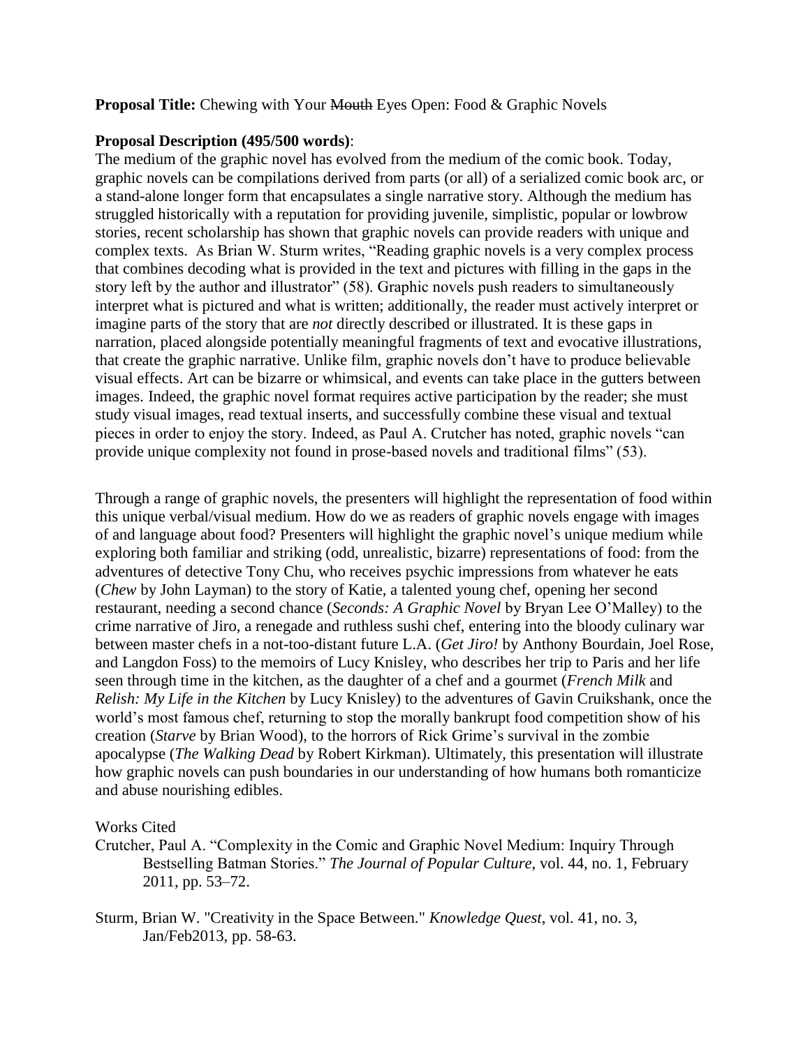**Proposal Title:** Chewing with Your ~~Mouth~~ Eyes Open: Food & Graphic Novels

**Proposal Description (495/500 words)**:

The medium of the graphic novel has evolved from the medium of the comic book. Today, graphic novels can be compilations derived from parts (or all) of a serialized comic book arc, or a stand-alone longer form that encapsulates a single narrative story. Although the medium has struggled historically with a reputation for providing juvenile, simplistic, popular or lowbrow stories, recent scholarship has shown that graphic novels can provide readers with unique and complex texts. As Brian W. Sturm writes, "Reading graphic novels is a very complex process that combines decoding what is provided in the text and pictures with filling in the gaps in the story left by the author and illustrator" (58). Graphic novels push readers to simultaneously interpret what is pictured and what is written; additionally, the reader must actively interpret or imagine parts of the story that are *not* directly described or illustrated. It is these gaps in narration, placed alongside potentially meaningful fragments of text and evocative illustrations, that create the graphic narrative. Unlike film, graphic novels don't have to produce believable visual effects. Art can be bizarre or whimsical, and events can take place in the gutters between images. Indeed, the graphic novel format requires active participation by the reader; she must study visual images, read textual inserts, and successfully combine these visual and textual pieces in order to enjoy the story. Indeed, as Paul A. Crutcher has noted, graphic novels "can provide unique complexity not found in prose-based novels and traditional films" (53).

Through a range of graphic novels, the presenters will highlight the representation of food within this unique verbal/visual medium. How do we as readers of graphic novels engage with images of and language about food? Presenters will highlight the graphic novel's unique medium while exploring both familiar and striking (odd, unrealistic, bizarre) representations of food: from the adventures of detective Tony Chu, who receives psychic impressions from whatever he eats (*Chew* by John Layman) to the story of Katie, a talented young chef, opening her second restaurant, needing a second chance (*Seconds: A Graphic Novel* by Bryan Lee O'Malley) to the crime narrative of Jiro, a renegade and ruthless sushi chef, entering into the bloody culinary war between master chefs in a not-too-distant future L.A. (*Get Jiro!* by Anthony Bourdain, Joel Rose, and Langdon Foss) to the memoirs of Lucy Knisley, who describes her trip to Paris and her life seen through time in the kitchen, as the daughter of a chef and a gourmet (*French Milk* and *Relish: My Life in the Kitchen* by Lucy Knisley) to the adventures of Gavin Cruikshank, once the world's most famous chef, returning to stop the morally bankrupt food competition show of his creation (*Starve* by Brian Wood), to the horrors of Rick Grime's survival in the zombie apocalypse (*The Walking Dead* by Robert Kirkman). Ultimately, this presentation will illustrate how graphic novels can push boundaries in our understanding of how humans both romanticize and abuse nourishing edibles.

Works Cited

Crutcher, Paul A. "Complexity in the Comic and Graphic Novel Medium: Inquiry Through Bestselling Batman Stories." *The Journal of Popular Culture*, vol. 44, no. 1, February 2011, pp. 53–72.

Sturm, Brian W. "Creativity in the Space Between." *Knowledge Quest*, vol. 41, no. 3, Jan/Feb2013, pp. 58-63.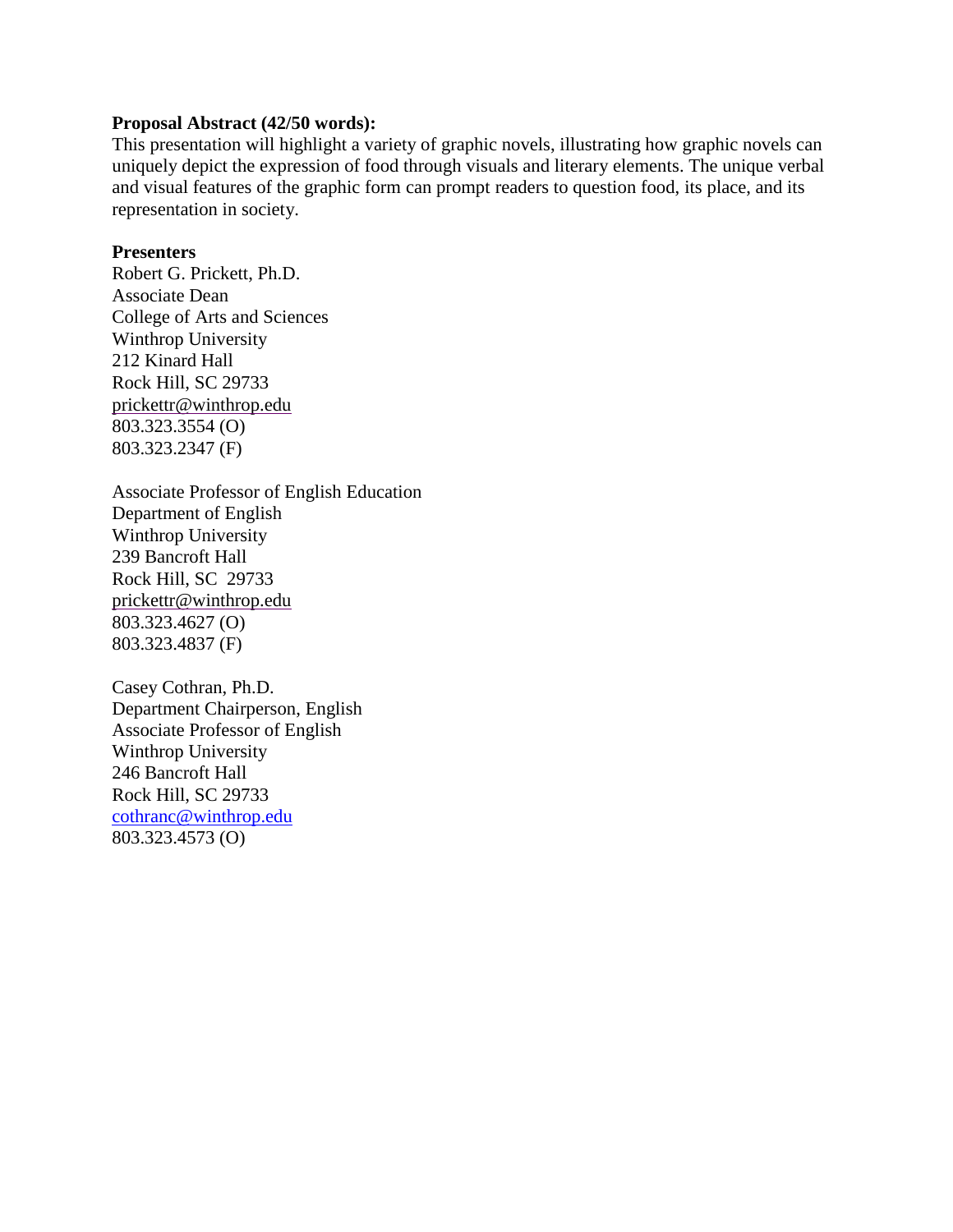**Proposal Abstract (42/50 words):**

This presentation will highlight a variety of graphic novels, illustrating how graphic novels can uniquely depict the expression of food through visuals and literary elements. The unique verbal and visual features of the graphic form can prompt readers to question food, its place, and its representation in society.

**Presenters**

Robert G. Prickett, Ph.D.
Associate Dean
College of Arts and Sciences
Winthrop University
212 Kinard Hall
Rock Hill, SC 29733
prickettr@winthrop.edu
803.323.3554 (O)
803.323.2347 (F)

Associate Professor of English Education
Department of English
Winthrop University
239 Bancroft Hall
Rock Hill, SC 29733
prickettr@winthrop.edu
803.323.4627 (O)
803.323.4837 (F)

Casey Cothran, Ph.D.
Department Chairperson, English
Associate Professor of English
Winthrop University
246 Bancroft Hall
Rock Hill, SC 29733
cothranc@winthrop.edu
803.323.4573 (O)